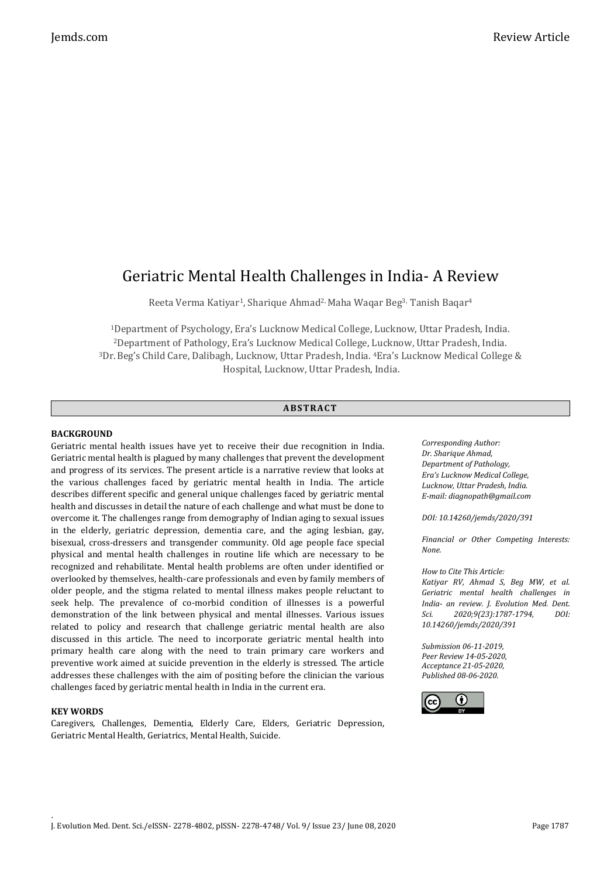# Geriatric Mental Health Challenges in India- A Review

Reeta Verma Katiyar[1], Sharique Ahmad[2], Maha Waqar Beg[3], Tanish Baqar[4]

[1]Department of Psychology, Era's Lucknow Medical College, Lucknow, Uttar Pradesh, India.
[2]Department of Pathology, Era's Lucknow Medical College, Lucknow, Uttar Pradesh, India.
[3]Dr. Beg's Child Care, Dalibagh, Lucknow, Uttar Pradesh, India. [4]Era's Lucknow Medical College & Hospital, Lucknow, Uttar Pradesh, India.

## ABSTRACT

### BACKGROUND

Geriatric mental health issues have yet to receive their due recognition in India. Geriatric mental health is plagued by many challenges that prevent the development and progress of its services. The present article is a narrative review that looks at the various challenges faced by geriatric mental health in India. The article describes different specific and general unique challenges faced by geriatric mental health and discusses in detail the nature of each challenge and what must be done to overcome it. The challenges range from demography of Indian aging to sexual issues in the elderly, geriatric depression, dementia care, and the aging lesbian, gay, bisexual, cross-dressers and transgender community. Old age people face special physical and mental health challenges in routine life which are necessary to be recognized and rehabilitate. Mental health problems are often under identified or overlooked by themselves, health-care professionals and even by family members of older people, and the stigma related to mental illness makes people reluctant to seek help. The prevalence of co-morbid condition of illnesses is a powerful demonstration of the link between physical and mental illnesses. Various issues related to policy and research that challenge geriatric mental health are also discussed in this article. The need to incorporate geriatric mental health into primary health care along with the need to train primary care workers and preventive work aimed at suicide prevention in the elderly is stressed. The article addresses these challenges with the aim of positing before the clinician the various challenges faced by geriatric mental health in India in the current era.

### KEY WORDS

Caregivers, Challenges, Dementia, Elderly Care, Elders, Geriatric Depression, Geriatric Mental Health, Geriatrics, Mental Health, Suicide.

*Corresponding Author:*
*Dr. Sharique Ahmad,*
*Department of Pathology,*
*Era's Lucknow Medical College,*
*Lucknow, Uttar Pradesh, India.*
*E-mail: diagnopath@gmail.com*

*DOI: 10.14260/jemds/2020/391*

*Financial or Other Competing Interests: None.*

*How to Cite This Article:*
*Katiyar RV, Ahmad S, Beg MW, et al. Geriatric mental health challenges in India- an review. J. Evolution Med. Dent. Sci. 2020;9(23):1787-1794, DOI: 10.14260/jemds/2020/391*

*Submission 06-11-2019,*
*Peer Review 14-05-2020,*
*Acceptance 21-05-2020,*
*Published 08-06-2020.*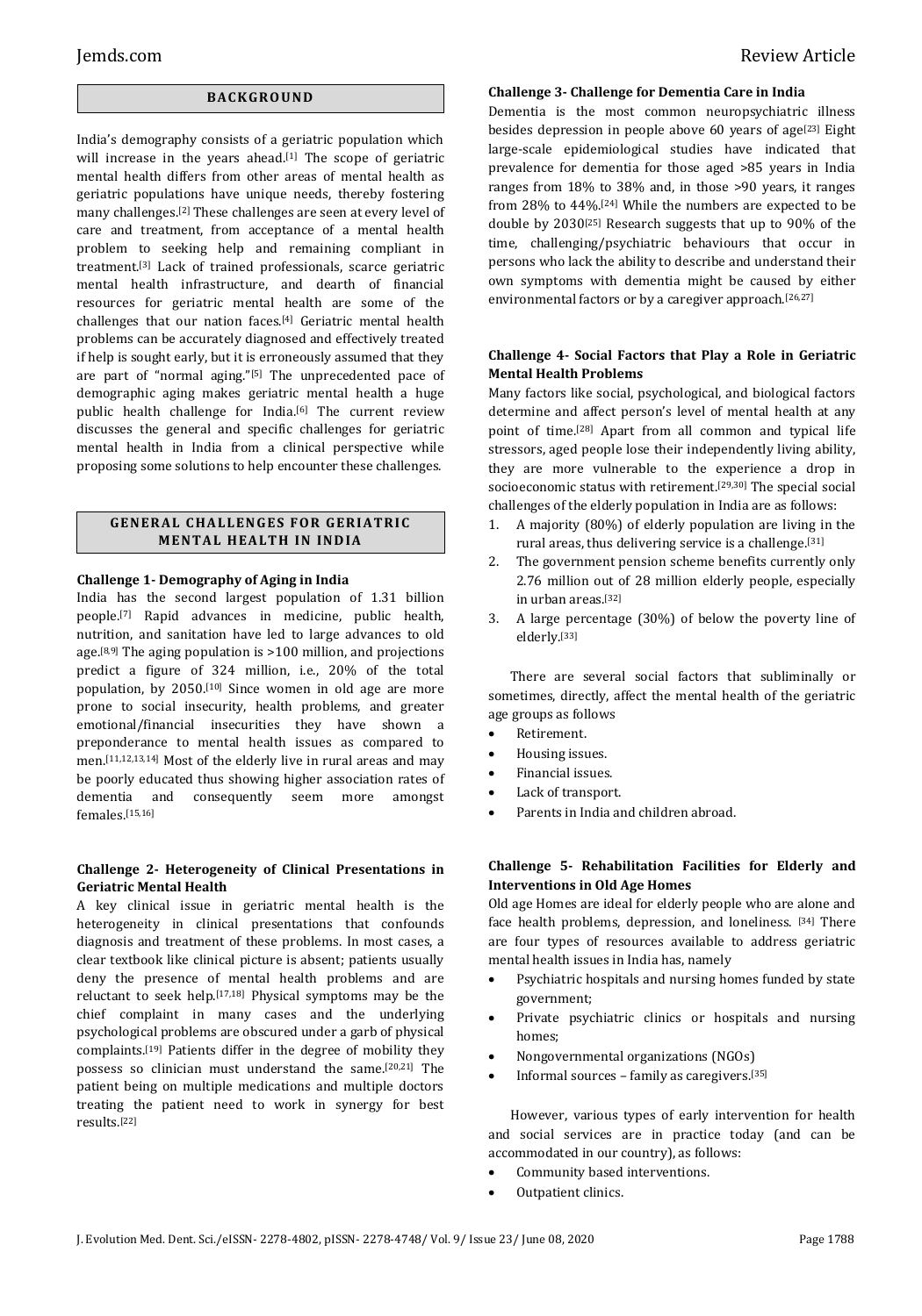## BACKGROUND

India's demography consists of a geriatric population which will increase in the years ahead.[1] The scope of geriatric mental health differs from other areas of mental health as geriatric populations have unique needs, thereby fostering many challenges.[2] These challenges are seen at every level of care and treatment, from acceptance of a mental health problem to seeking help and remaining compliant in treatment.[3] Lack of trained professionals, scarce geriatric mental health infrastructure, and dearth of financial resources for geriatric mental health are some of the challenges that our nation faces.[4] Geriatric mental health problems can be accurately diagnosed and effectively treated if help is sought early, but it is erroneously assumed that they are part of "normal aging."[5] The unprecedented pace of demographic aging makes geriatric mental health a huge public health challenge for India.[6] The current review discusses the general and specific challenges for geriatric mental health in India from a clinical perspective while proposing some solutions to help encounter these challenges.

## GENERAL CHALLENGES FOR GERIATRIC MENTAL HEALTH IN INDIA

**Challenge 1- Demography of Aging in India**

India has the second largest population of 1.31 billion people.[7] Rapid advances in medicine, public health, nutrition, and sanitation have led to large advances to old age.[8,9] The aging population is >100 million, and projections predict a figure of 324 million, i.e., 20% of the total population, by 2050.[10] Since women in old age are more prone to social insecurity, health problems, and greater emotional/financial insecurities they have shown a preponderance to mental health issues as compared to men.[11,12,13,14] Most of the elderly live in rural areas and may be poorly educated thus showing higher association rates of dementia and consequently seem more amongst females.[15,16]

**Challenge 2- Heterogeneity of Clinical Presentations in Geriatric Mental Health**

A key clinical issue in geriatric mental health is the heterogeneity in clinical presentations that confounds diagnosis and treatment of these problems. In most cases, a clear textbook like clinical picture is absent; patients usually deny the presence of mental health problems and are reluctant to seek help.[17,18] Physical symptoms may be the chief complaint in many cases and the underlying psychological problems are obscured under a garb of physical complaints.[19] Patients differ in the degree of mobility they possess so clinician must understand the same.[20,21] The patient being on multiple medications and multiple doctors treating the patient need to work in synergy for best results.[22]

**Challenge 3- Challenge for Dementia Care in India**

Dementia is the most common neuropsychiatric illness besides depression in people above 60 years of age[23] Eight large-scale epidemiological studies have indicated that prevalence for dementia for those aged >85 years in India ranges from 18% to 38% and, in those >90 years, it ranges from 28% to 44%.[24] While the numbers are expected to be double by 2030[25] Research suggests that up to 90% of the time, challenging/psychiatric behaviours that occur in persons who lack the ability to describe and understand their own symptoms with dementia might be caused by either environmental factors or by a caregiver approach.[26,27]

**Challenge 4- Social Factors that Play a Role in Geriatric Mental Health Problems**

Many factors like social, psychological, and biological factors determine and affect person's level of mental health at any point of time.[28] Apart from all common and typical life stressors, aged people lose their independently living ability, they are more vulnerable to the experience a drop in socioeconomic status with retirement.[29,30] The special social challenges of the elderly population in India are as follows:

1. A majority (80%) of elderly population are living in the rural areas, thus delivering service is a challenge.[31]
2. The government pension scheme benefits currently only 2.76 million out of 28 million elderly people, especially in urban areas.[32]
3. A large percentage (30%) of below the poverty line of elderly.[33]

There are several social factors that subliminally or sometimes, directly, affect the mental health of the geriatric age groups as follows

- Retirement.
- Housing issues.
- Financial issues.
- Lack of transport.
- Parents in India and children abroad.

**Challenge 5- Rehabilitation Facilities for Elderly and Interventions in Old Age Homes**

Old age Homes are ideal for elderly people who are alone and face health problems, depression, and loneliness. [34] There are four types of resources available to address geriatric mental health issues in India has, namely

- Psychiatric hospitals and nursing homes funded by state government;
- Private psychiatric clinics or hospitals and nursing homes;
- Nongovernmental organizations (NGOs)
- Informal sources – family as caregivers.[35]

However, various types of early intervention for health and social services are in practice today (and can be accommodated in our country), as follows:

- Community based interventions.
- Outpatient clinics.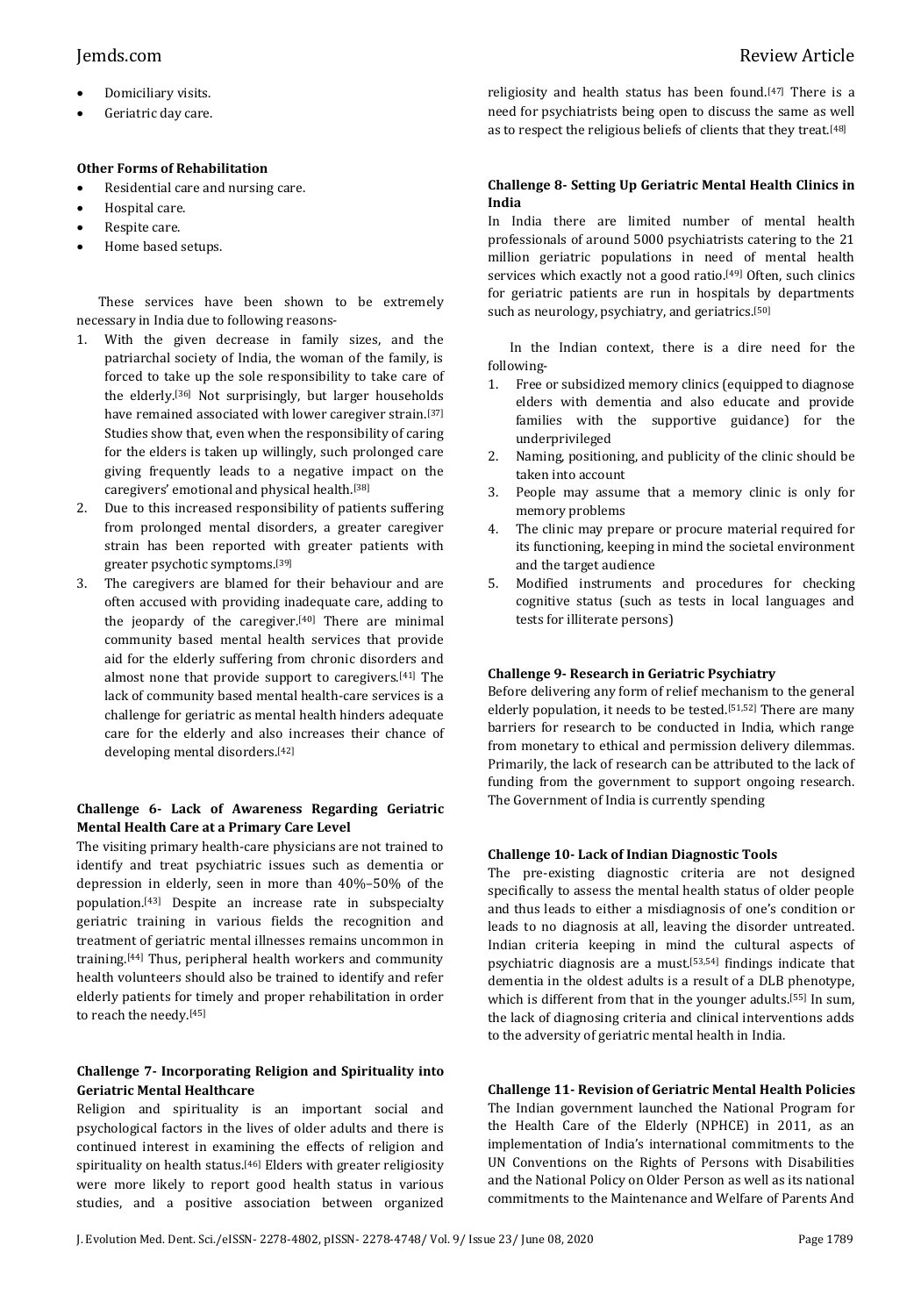- Domiciliary visits.
- Geriatric day care.

**Other Forms of Rehabilitation**

- Residential care and nursing care.
- Hospital care.
- Respite care.
- Home based setups.

These services have been shown to be extremely necessary in India due to following reasons-

1. With the given decrease in family sizes, and the patriarchal society of India, the woman of the family, is forced to take up the sole responsibility to take care of the elderly.[36] Not surprisingly, but larger households have remained associated with lower caregiver strain.[37] Studies show that, even when the responsibility of caring for the elders is taken up willingly, such prolonged care giving frequently leads to a negative impact on the caregivers' emotional and physical health.[38]
2. Due to this increased responsibility of patients suffering from prolonged mental disorders, a greater caregiver strain has been reported with greater patients with greater psychotic symptoms.[39]
3. The caregivers are blamed for their behaviour and are often accused with providing inadequate care, adding to the jeopardy of the caregiver.[40] There are minimal community based mental health services that provide aid for the elderly suffering from chronic disorders and almost none that provide support to caregivers.[41] The lack of community based mental health-care services is a challenge for geriatric as mental health hinders adequate care for the elderly and also increases their chance of developing mental disorders.[42]

**Challenge 6- Lack of Awareness Regarding Geriatric Mental Health Care at a Primary Care Level**

The visiting primary health-care physicians are not trained to identify and treat psychiatric issues such as dementia or depression in elderly, seen in more than 40%–50% of the population.[43] Despite an increase rate in subspecialty geriatric training in various fields the recognition and treatment of geriatric mental illnesses remains uncommon in training.[44] Thus, peripheral health workers and community health volunteers should also be trained to identify and refer elderly patients for timely and proper rehabilitation in order to reach the needy.[45]

**Challenge 7- Incorporating Religion and Spirituality into Geriatric Mental Healthcare**

Religion and spirituality is an important social and psychological factors in the lives of older adults and there is continued interest in examining the effects of religion and spirituality on health status.[46] Elders with greater religiosity were more likely to report good health status in various studies, and a positive association between organized religiosity and health status has been found.[47] There is a need for psychiatrists being open to discuss the same as well as to respect the religious beliefs of clients that they treat.[48]

**Challenge 8- Setting Up Geriatric Mental Health Clinics in India**

In India there are limited number of mental health professionals of around 5000 psychiatrists catering to the 21 million geriatric populations in need of mental health services which exactly not a good ratio.[49] Often, such clinics for geriatric patients are run in hospitals by departments such as neurology, psychiatry, and geriatrics.[50]

In the Indian context, there is a dire need for the following-

1. Free or subsidized memory clinics (equipped to diagnose elders with dementia and also educate and provide families with the supportive guidance) for the underprivileged
2. Naming, positioning, and publicity of the clinic should be taken into account
3. People may assume that a memory clinic is only for memory problems
4. The clinic may prepare or procure material required for its functioning, keeping in mind the societal environment and the target audience
5. Modified instruments and procedures for checking cognitive status (such as tests in local languages and tests for illiterate persons)

**Challenge 9- Research in Geriatric Psychiatry**

Before delivering any form of relief mechanism to the general elderly population, it needs to be tested.[51,52] There are many barriers for research to be conducted in India, which range from monetary to ethical and permission delivery dilemmas. Primarily, the lack of research can be attributed to the lack of funding from the government to support ongoing research. The Government of India is currently spending

**Challenge 10- Lack of Indian Diagnostic Tools**

The pre-existing diagnostic criteria are not designed specifically to assess the mental health status of older people and thus leads to either a misdiagnosis of one's condition or leads to no diagnosis at all, leaving the disorder untreated. Indian criteria keeping in mind the cultural aspects of psychiatric diagnosis are a must.[53,54] findings indicate that dementia in the oldest adults is a result of a DLB phenotype, which is different from that in the younger adults.[55] In sum, the lack of diagnosing criteria and clinical interventions adds to the adversity of geriatric mental health in India.

**Challenge 11- Revision of Geriatric Mental Health Policies**

The Indian government launched the National Program for the Health Care of the Elderly (NPHCE) in 2011, as an implementation of India's international commitments to the UN Conventions on the Rights of Persons with Disabilities and the National Policy on Older Person as well as its national commitments to the Maintenance and Welfare of Parents And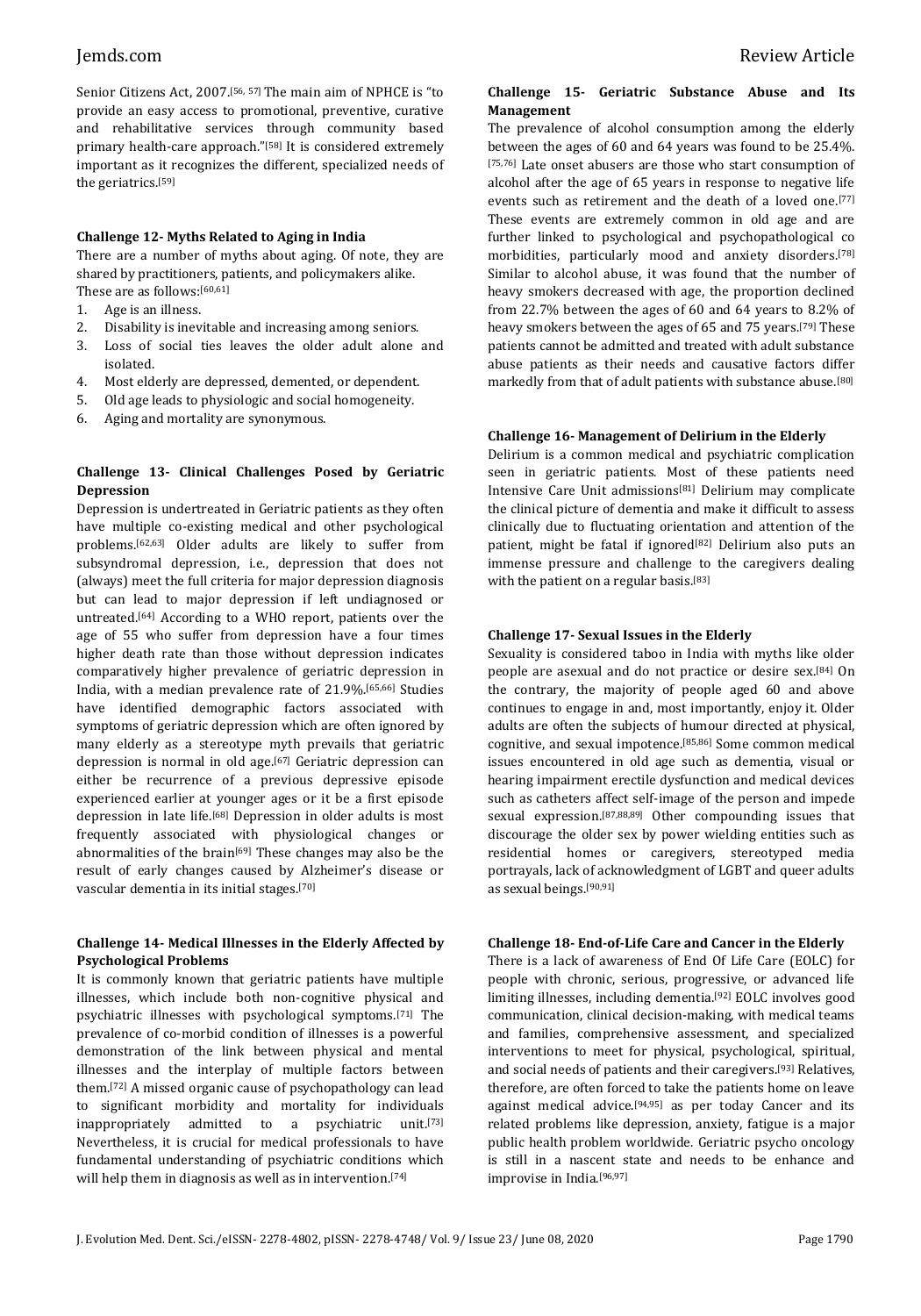Senior Citizens Act, 2007.[56, 57] The main aim of NPHCE is "to provide an easy access to promotional, preventive, curative and rehabilitative services through community based primary health-care approach."[58] It is considered extremely important as it recognizes the different, specialized needs of the geriatrics.[59]

**Challenge 12- Myths Related to Aging in India**

There are a number of myths about aging. Of note, they are shared by practitioners, patients, and policymakers alike. These are as follows:[60,61]

1. Age is an illness.
2. Disability is inevitable and increasing among seniors.
3. Loss of social ties leaves the older adult alone and isolated.
4. Most elderly are depressed, demented, or dependent.
5. Old age leads to physiologic and social homogeneity.
6. Aging and mortality are synonymous.

**Challenge 13- Clinical Challenges Posed by Geriatric Depression**

Depression is undertreated in Geriatric patients as they often have multiple co-existing medical and other psychological problems.[62,63] Older adults are likely to suffer from subsyndromal depression, i.e., depression that does not (always) meet the full criteria for major depression diagnosis but can lead to major depression if left undiagnosed or untreated.[64] According to a WHO report, patients over the age of 55 who suffer from depression have a four times higher death rate than those without depression indicates comparatively higher prevalence of geriatric depression in India, with a median prevalence rate of 21.9%.[65,66] Studies have identified demographic factors associated with symptoms of geriatric depression which are often ignored by many elderly as a stereotype myth prevails that geriatric depression is normal in old age.[67] Geriatric depression can either be recurrence of a previous depressive episode experienced earlier at younger ages or it be a first episode depression in late life.[68] Depression in older adults is most frequently associated with physiological changes or abnormalities of the brain[69] These changes may also be the result of early changes caused by Alzheimer's disease or vascular dementia in its initial stages.[70]

**Challenge 14- Medical Illnesses in the Elderly Affected by Psychological Problems**

It is commonly known that geriatric patients have multiple illnesses, which include both non-cognitive physical and psychiatric illnesses with psychological symptoms.[71] The prevalence of co-morbid condition of illnesses is a powerful demonstration of the link between physical and mental illnesses and the interplay of multiple factors between them.[72] A missed organic cause of psychopathology can lead to significant morbidity and mortality for individuals inappropriately admitted to a psychiatric unit.[73] Nevertheless, it is crucial for medical professionals to have fundamental understanding of psychiatric conditions which will help them in diagnosis as well as in intervention.[74]

**Challenge 15- Geriatric Substance Abuse and Its Management**

The prevalence of alcohol consumption among the elderly between the ages of 60 and 64 years was found to be 25.4%.[75,76] Late onset abusers are those who start consumption of alcohol after the age of 65 years in response to negative life events such as retirement and the death of a loved one.[77] These events are extremely common in old age and are further linked to psychological and psychopathological co morbidities, particularly mood and anxiety disorders.[78] Similar to alcohol abuse, it was found that the number of heavy smokers decreased with age, the proportion declined from 22.7% between the ages of 60 and 64 years to 8.2% of heavy smokers between the ages of 65 and 75 years.[79] These patients cannot be admitted and treated with adult substance abuse patients as their needs and causative factors differ markedly from that of adult patients with substance abuse.[80]

**Challenge 16- Management of Delirium in the Elderly**

Delirium is a common medical and psychiatric complication seen in geriatric patients. Most of these patients need Intensive Care Unit admissions[81] Delirium may complicate the clinical picture of dementia and make it difficult to assess clinically due to fluctuating orientation and attention of the patient, might be fatal if ignored[82] Delirium also puts an immense pressure and challenge to the caregivers dealing with the patient on a regular basis.[83]

**Challenge 17- Sexual Issues in the Elderly**

Sexuality is considered taboo in India with myths like older people are asexual and do not practice or desire sex.[84] On the contrary, the majority of people aged 60 and above continues to engage in and, most importantly, enjoy it. Older adults are often the subjects of humour directed at physical, cognitive, and sexual impotence.[85,86] Some common medical issues encountered in old age such as dementia, visual or hearing impairment erectile dysfunction and medical devices such as catheters affect self-image of the person and impede sexual expression.[87,88,89] Other compounding issues that discourage the older sex by power wielding entities such as residential homes or caregivers, stereotyped media portrayals, lack of acknowledgment of LGBT and queer adults as sexual beings.[90,91]

**Challenge 18- End-of-Life Care and Cancer in the Elderly**

There is a lack of awareness of End Of Life Care (EOLC) for people with chronic, serious, progressive, or advanced life limiting illnesses, including dementia.[92] EOLC involves good communication, clinical decision-making, with medical teams and families, comprehensive assessment, and specialized interventions to meet for physical, psychological, spiritual, and social needs of patients and their caregivers.[93] Relatives, therefore, are often forced to take the patients home on leave against medical advice.[94,95] as per today Cancer and its related problems like depression, anxiety, fatigue is a major public health problem worldwide. Geriatric psycho oncology is still in a nascent state and needs to be enhance and improvise in India.[96,97]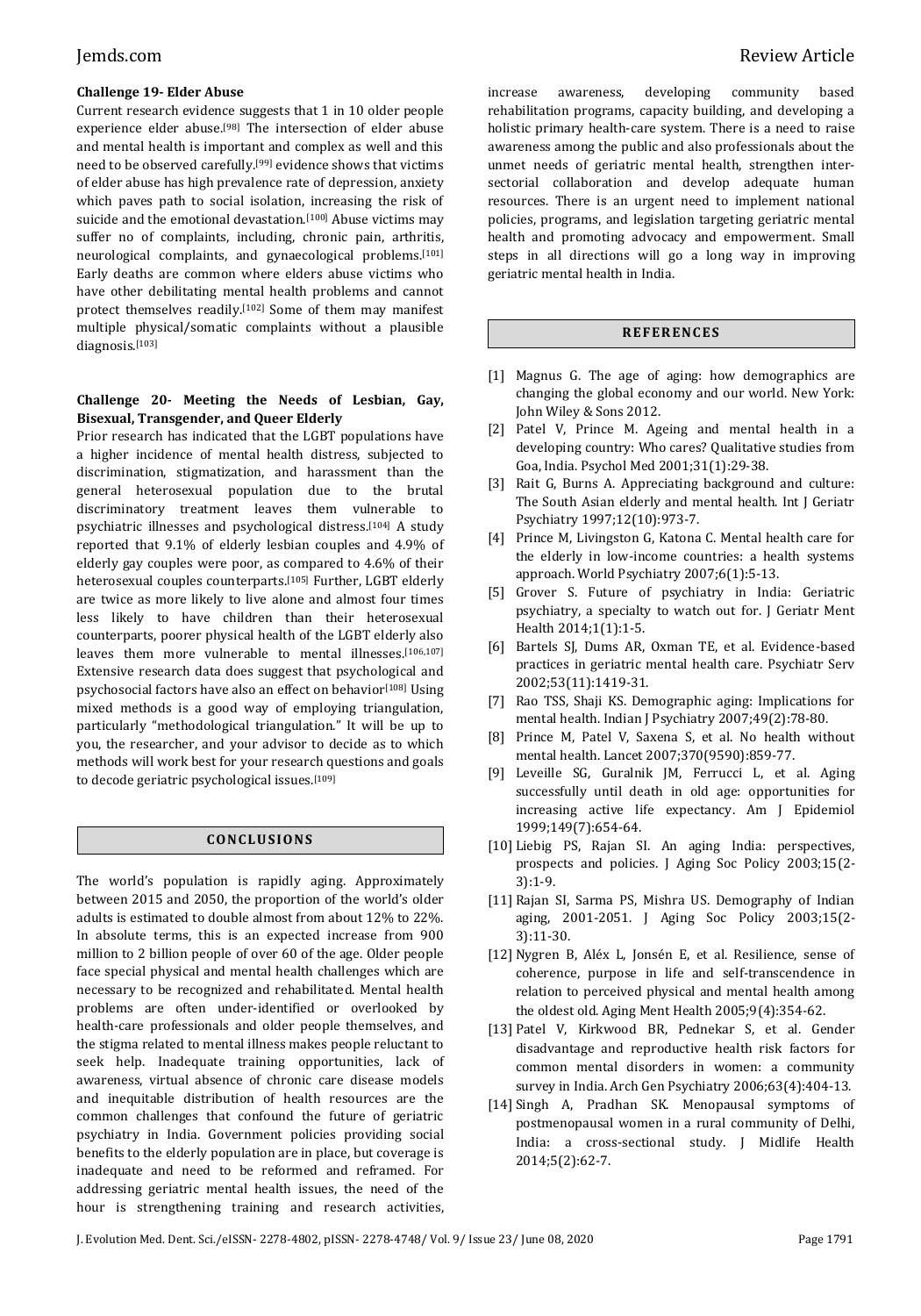**Challenge 19- Elder Abuse**

Current research evidence suggests that 1 in 10 older people experience elder abuse.[98] The intersection of elder abuse and mental health is important and complex as well and this need to be observed carefully.[99] evidence shows that victims of elder abuse has high prevalence rate of depression, anxiety which paves path to social isolation, increasing the risk of suicide and the emotional devastation.[100] Abuse victims may suffer no of complaints, including, chronic pain, arthritis, neurological complaints, and gynaecological problems.[101] Early deaths are common where elders abuse victims who have other debilitating mental health problems and cannot protect themselves readily.[102] Some of them may manifest multiple physical/somatic complaints without a plausible diagnosis.[103]

**Challenge 20- Meeting the Needs of Lesbian, Gay, Bisexual, Transgender, and Queer Elderly**

Prior research has indicated that the LGBT populations have a higher incidence of mental health distress, subjected to discrimination, stigmatization, and harassment than the general heterosexual population due to the brutal discriminatory treatment leaves them vulnerable to psychiatric illnesses and psychological distress.[104] A study reported that 9.1% of elderly lesbian couples and 4.9% of elderly gay couples were poor, as compared to 4.6% of their heterosexual couples counterparts.[105] Further, LGBT elderly are twice as more likely to live alone and almost four times less likely to have children than their heterosexual counterparts, poorer physical health of the LGBT elderly also leaves them more vulnerable to mental illnesses.[106,107] Extensive research data does suggest that psychological and psychosocial factors have also an effect on behavior[108] Using mixed methods is a good way of employing triangulation, particularly "methodological triangulation." It will be up to you, the researcher, and your advisor to decide as to which methods will work best for your research questions and goals to decode geriatric psychological issues.[109]

## CONCLUSIONS

The world's population is rapidly aging. Approximately between 2015 and 2050, the proportion of the world's older adults is estimated to double almost from about 12% to 22%. In absolute terms, this is an expected increase from 900 million to 2 billion people of over 60 of the age. Older people face special physical and mental health challenges which are necessary to be recognized and rehabilitated. Mental health problems are often under-identified or overlooked by health-care professionals and older people themselves, and the stigma related to mental illness makes people reluctant to seek help. Inadequate training opportunities, lack of awareness, virtual absence of chronic care disease models and inequitable distribution of health resources are the common challenges that confound the future of geriatric psychiatry in India. Government policies providing social benefits to the elderly population are in place, but coverage is inadequate and need to be reformed and reframed. For addressing geriatric mental health issues, the need of the hour is strengthening training and research activities, increase awareness, developing community based rehabilitation programs, capacity building, and developing a holistic primary health-care system. There is a need to raise awareness among the public and also professionals about the unmet needs of geriatric mental health, strengthen inter-sectorial collaboration and develop adequate human resources. There is an urgent need to implement national policies, programs, and legislation targeting geriatric mental health and promoting advocacy and empowerment. Small steps in all directions will go a long way in improving geriatric mental health in India.

## REFERENCES

[1] Magnus G. The age of aging: how demographics are changing the global economy and our world. New York: John Wiley & Sons 2012.

[2] Patel V, Prince M. Ageing and mental health in a developing country: Who cares? Qualitative studies from Goa, India. Psychol Med 2001;31(1):29-38.

[3] Rait G, Burns A. Appreciating background and culture: The South Asian elderly and mental health. Int J Geriatr Psychiatry 1997;12(10):973-7.

[4] Prince M, Livingston G, Katona C. Mental health care for the elderly in low-income countries: a health systems approach. World Psychiatry 2007;6(1):5-13.

[5] Grover S. Future of psychiatry in India: Geriatric psychiatry, a specialty to watch out for. J Geriatr Ment Health 2014;1(1):1-5.

[6] Bartels SJ, Dums AR, Oxman TE, et al. Evidence-based practices in geriatric mental health care. Psychiatr Serv 2002;53(11):1419-31.

[7] Rao TSS, Shaji KS. Demographic aging: Implications for mental health. Indian J Psychiatry 2007;49(2):78-80.

[8] Prince M, Patel V, Saxena S, et al. No health without mental health. Lancet 2007;370(9590):859-77.

[9] Leveille SG, Guralnik JM, Ferrucci L, et al. Aging successfully until death in old age: opportunities for increasing active life expectancy. Am J Epidemiol 1999;149(7):654-64.

[10] Liebig PS, Rajan SI. An aging India: perspectives, prospects and policies. J Aging Soc Policy 2003;15(2-3):1-9.

[11] Rajan SI, Sarma PS, Mishra US. Demography of Indian aging, 2001-2051. J Aging Soc Policy 2003;15(2-3):11-30.

[12] Nygren B, Aléx L, Jonsén E, et al. Resilience, sense of coherence, purpose in life and self-transcendence in relation to perceived physical and mental health among the oldest old. Aging Ment Health 2005;9(4):354-62.

[13] Patel V, Kirkwood BR, Pednekar S, et al. Gender disadvantage and reproductive health risk factors for common mental disorders in women: a community survey in India. Arch Gen Psychiatry 2006;63(4):404-13.

[14] Singh A, Pradhan SK. Menopausal symptoms of postmenopausal women in a rural community of Delhi, India: a cross-sectional study. J Midlife Health 2014;5(2):62-7.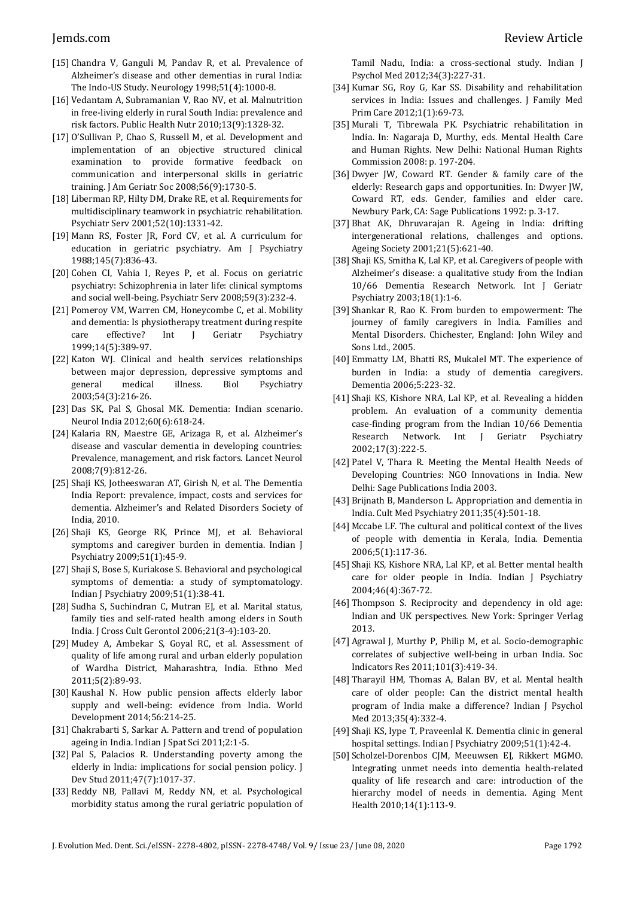[15] Chandra V, Ganguli M, Pandav R, et al. Prevalence of Alzheimer's disease and other dementias in rural India: The Indo-US Study. Neurology 1998;51(4):1000-8.

[16] Vedantam A, Subramanian V, Rao NV, et al. Malnutrition in free-living elderly in rural South India: prevalence and risk factors. Public Health Nutr 2010;13(9):1328-32.

[17] O'Sullivan P, Chao S, Russell M, et al. Development and implementation of an objective structured clinical examination to provide formative feedback on communication and interpersonal skills in geriatric training. J Am Geriatr Soc 2008;56(9):1730-5.

[18] Liberman RP, Hilty DM, Drake RE, et al. Requirements for multidisciplinary teamwork in psychiatric rehabilitation. Psychiatr Serv 2001;52(10):1331-42.

[19] Mann RS, Foster JR, Ford CV, et al. A curriculum for education in geriatric psychiatry. Am J Psychiatry 1988;145(7):836-43.

[20] Cohen CI, Vahia I, Reyes P, et al. Focus on geriatric psychiatry: Schizophrenia in later life: clinical symptoms and social well-being. Psychiatr Serv 2008;59(3):232-4.

[21] Pomeroy VM, Warren CM, Honeycombe C, et al. Mobility and dementia: Is physiotherapy treatment during respite care effective? Int J Geriatr Psychiatry 1999;14(5):389-97.

[22] Katon WJ. Clinical and health services relationships between major depression, depressive symptoms and general medical illness. Biol Psychiatry 2003;54(3):216-26.

[23] Das SK, Pal S, Ghosal MK. Dementia: Indian scenario. Neurol India 2012;60(6):618-24.

[24] Kalaria RN, Maestre GE, Arizaga R, et al. Alzheimer's disease and vascular dementia in developing countries: Prevalence, management, and risk factors. Lancet Neurol 2008;7(9):812-26.

[25] Shaji KS, Jotheeswaran AT, Girish N, et al. The Dementia India Report: prevalence, impact, costs and services for dementia. Alzheimer's and Related Disorders Society of India, 2010.

[26] Shaji KS, George RK, Prince MJ, et al. Behavioral symptoms and caregiver burden in dementia. Indian J Psychiatry 2009;51(1):45-9.

[27] Shaji S, Bose S, Kuriakose S. Behavioral and psychological symptoms of dementia: a study of symptomatology. Indian J Psychiatry 2009;51(1):38-41.

[28] Sudha S, Suchindran C, Mutran EJ, et al. Marital status, family ties and self-rated health among elders in South India. J Cross Cult Gerontol 2006;21(3-4):103-20.

[29] Mudey A, Ambekar S, Goyal RC, et al. Assessment of quality of life among rural and urban elderly population of Wardha District, Maharashtra, India. Ethno Med 2011;5(2):89-93.

[30] Kaushal N. How public pension affects elderly labor supply and well-being: evidence from India. World Development 2014;56:214-25.

[31] Chakrabarti S, Sarkar A. Pattern and trend of population ageing in India. Indian J Spat Sci 2011;2:1-5.

[32] Pal S, Palacios R. Understanding poverty among the elderly in India: implications for social pension policy. J Dev Stud 2011;47(7):1017-37.

[33] Reddy NB, Pallavi M, Reddy NN, et al. Psychological morbidity status among the rural geriatric population of Tamil Nadu, India: a cross-sectional study. Indian J Psychol Med 2012;34(3):227-31.

[34] Kumar SG, Roy G, Kar SS. Disability and rehabilitation services in India: Issues and challenges. J Family Med Prim Care 2012;1(1):69-73.

[35] Murali T, Tibrewala PK. Psychiatric rehabilitation in India. In: Nagaraja D, Murthy, eds. Mental Health Care and Human Rights. New Delhi: National Human Rights Commission 2008: p. 197-204.

[36] Dwyer JW, Coward RT. Gender & family care of the elderly: Research gaps and opportunities. In: Dwyer JW, Coward RT, eds. Gender, families and elder care. Newbury Park, CA: Sage Publications 1992: p. 3-17.

[37] Bhat AK, Dhruvarajan R. Ageing in India: drifting intergenerational relations, challenges and options. Ageing Society 2001;21(5):621-40.

[38] Shaji KS, Smitha K, Lal KP, et al. Caregivers of people with Alzheimer's disease: a qualitative study from the Indian 10/66 Dementia Research Network. Int J Geriatr Psychiatry 2003;18(1):1-6.

[39] Shankar R, Rao K. From burden to empowerment: The journey of family caregivers in India. Families and Mental Disorders. Chichester, England: John Wiley and Sons Ltd., 2005.

[40] Emmatty LM, Bhatti RS, Mukalel MT. The experience of burden in India: a study of dementia caregivers. Dementia 2006;5:223-32.

[41] Shaji KS, Kishore NRA, Lal KP, et al. Revealing a hidden problem. An evaluation of a community dementia case-finding program from the Indian 10/66 Dementia Research Network. Int J Geriatr Psychiatry 2002;17(3):222-5.

[42] Patel V, Thara R. Meeting the Mental Health Needs of Developing Countries: NGO Innovations in India. New Delhi: Sage Publications India 2003.

[43] Brijnath B, Manderson L. Appropriation and dementia in India. Cult Med Psychiatry 2011;35(4):501-18.

[44] Mccabe LF. The cultural and political context of the lives of people with dementia in Kerala, India. Dementia 2006;5(1):117-36.

[45] Shaji KS, Kishore NRA, Lal KP, et al. Better mental health care for older people in India. Indian J Psychiatry 2004;46(4):367-72.

[46] Thompson S. Reciprocity and dependency in old age: Indian and UK perspectives. New York: Springer Verlag 2013.

[47] Agrawal J, Murthy P, Philip M, et al. Socio-demographic correlates of subjective well-being in urban India. Soc Indicators Res 2011;101(3):419-34.

[48] Tharayil HM, Thomas A, Balan BV, et al. Mental health care of older people: Can the district mental health program of India make a difference? Indian J Psychol Med 2013;35(4):332-4.

[49] Shaji KS, Iype T, Praveenlal K. Dementia clinic in general hospital settings. Indian J Psychiatry 2009;51(1):42-4.

[50] Scholzel-Dorenbos CJM, Meeuwsen EJ, Rikkert MGMO. Integrating unmet needs into dementia health-related quality of life research and care: introduction of the hierarchy model of needs in dementia. Aging Ment Health 2010;14(1):113-9.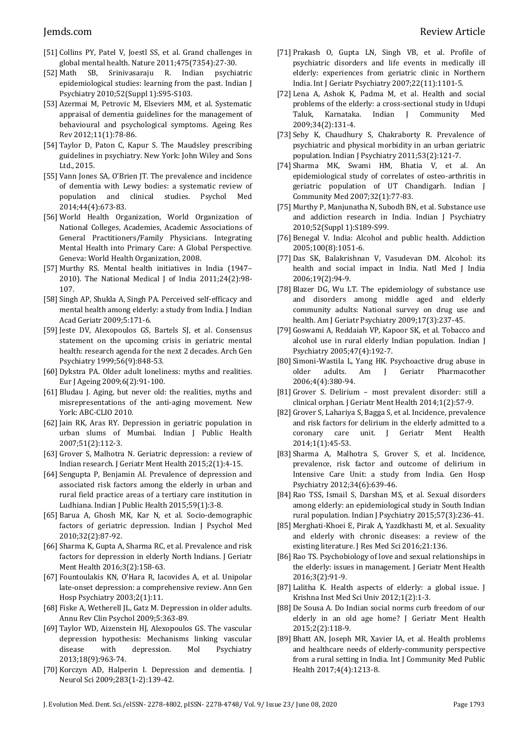[51] Collins PY, Patel V, Joestl SS, et al. Grand challenges in global mental health. Nature 2011;475(7354):27-30.

[52] Math SB, Srinivasaraju R. Indian psychiatric epidemiological studies: learning from the past. Indian J Psychiatry 2010;52(Suppl 1):S95-S103.

[53] Azermai M, Petrovic M, Elseviers MM, et al. Systematic appraisal of dementia guidelines for the management of behavioural and psychological symptoms. Ageing Res Rev 2012;11(1):78-86.

[54] Taylor D, Paton C, Kapur S. The Maudsley prescribing guidelines in psychiatry. New York: John Wiley and Sons Ltd., 2015.

[55] Vann Jones SA, O'Brien JT. The prevalence and incidence of dementia with Lewy bodies: a systematic review of population and clinical studies. Psychol Med 2014;44(4):673-83.

[56] World Health Organization, World Organization of National Colleges, Academies, Academic Associations of General Practitioners/Family Physicians. Integrating Mental Health into Primary Care: A Global Perspective. Geneva: World Health Organization, 2008.

[57] Murthy RS. Mental health initiatives in India (1947–2010). The National Medical J of India 2011;24(2):98-107.

[58] Singh AP, Shukla A, Singh PA. Perceived self-efficacy and mental health among elderly: a study from India. J Indian Acad Geriatr 2009;5:171-6.

[59] Jeste DV, Alexopoulos GS, Bartels SJ, et al. Consensus statement on the upcoming crisis in geriatric mental health: research agenda for the next 2 decades. Arch Gen Psychiatry 1999;56(9):848-53.

[60] Dykstra PA. Older adult loneliness: myths and realities. Eur J Ageing 2009;6(2):91-100.

[61] Bludau J. Aging, but never old: the realities, myths and misrepresentations of the anti-aging movement. New York: ABC-CLIO 2010.

[62] Jain RK, Aras RY. Depression in geriatric population in urban slums of Mumbai. Indian J Public Health 2007;51(2):112-3.

[63] Grover S, Malhotra N. Geriatric depression: a review of Indian research. J Geriatr Ment Health 2015;2(1):4-15.

[64] Sengupta P, Benjamin AI. Prevalence of depression and associated risk factors among the elderly in urban and rural field practice areas of a tertiary care institution in Ludhiana. Indian J Public Health 2015;59(1):3-8.

[65] Barua A, Ghosh MK, Kar N, et al. Socio-demographic factors of geriatric depression. Indian J Psychol Med 2010;32(2):87-92.

[66] Sharma K, Gupta A, Sharma RC, et al. Prevalence and risk factors for depression in elderly North Indians. J Geriatr Ment Health 2016;3(2):158-63.

[67] Fountoulakis KN, O'Hara R, Iacovides A, et al. Unipolar late-onset depression: a comprehensive review. Ann Gen Hosp Psychiatry 2003;2(1):11.

[68] Fiske A, Wetherell JL, Gatz M. Depression in older adults. Annu Rev Clin Psychol 2009;5:363-89.

[69] Taylor WD, Aizenstein HJ, Alexopoulos GS. The vascular depression hypothesis: Mechanisms linking vascular disease with depression. Mol Psychiatry 2013;18(9):963-74.

[70] Korczyn AD, Halperin I. Depression and dementia. J Neurol Sci 2009;283(1-2):139-42.

[71] Prakash O, Gupta LN, Singh VB, et al. Profile of psychiatric disorders and life events in medically ill elderly: experiences from geriatric clinic in Northern India. Int J Geriatr Psychiatry 2007;22(11):1101-5.

[72] Lena A, Ashok K, Padma M, et al. Health and social problems of the elderly: a cross-sectional study in Udupi Taluk, Karnataka. Indian J Community Med 2009;34(2):131-4.

[73] Seby K, Chaudhury S, Chakraborty R. Prevalence of psychiatric and physical morbidity in an urban geriatric population. Indian J Psychiatry 2011;53(2):121-7.

[74] Sharma MK, Swami HM, Bhatia V, et al. An epidemiological study of correlates of osteo-arthritis in geriatric population of UT Chandigarh. Indian J Community Med 2007;32(1):77-83.

[75] Murthy P, Manjunatha N, Subodh BN, et al. Substance use and addiction research in India. Indian J Psychiatry 2010;52(Suppl 1):S189-S99.

[76] Benegal V. India: Alcohol and public health. Addiction 2005;100(8):1051-6.

[77] Das SK, Balakrishnan V, Vasudevan DM. Alcohol: its health and social impact in India. Natl Med J India 2006;19(2):94-9.

[78] Blazer DG, Wu LT. The epidemiology of substance use and disorders among middle aged and elderly community adults: National survey on drug use and health. Am J Geriatr Psychiatry 2009;17(3):237-45.

[79] Goswami A, Reddaiah VP, Kapoor SK, et al. Tobacco and alcohol use in rural elderly Indian population. Indian J Psychiatry 2005;47(4):192-7.

[80] Simoni-Wastila L, Yang HK. Psychoactive drug abuse in older adults. Am J Geriatr Pharmacother 2006;4(4):380-94.

[81] Grover S. Delirium – most prevalent disorder: still a clinical orphan. J Geriatr Ment Health 2014;1(2):57-9.

[82] Grover S, Lahariya S, Bagga S, et al. Incidence, prevalence and risk factors for delirium in the elderly admitted to a coronary care unit. J Geriatr Ment Health 2014;1(1):45-53.

[83] Sharma A, Malhotra S, Grover S, et al. Incidence, prevalence, risk factor and outcome of delirium in Intensive Care Unit: a study from India. Gen Hosp Psychiatry 2012;34(6):639-46.

[84] Rao TSS, Ismail S, Darshan MS, et al. Sexual disorders among elderly: an epidemiological study in South Indian rural population. Indian J Psychiatry 2015;57(3):236-41.

[85] Merghati-Khoei E, Pirak A, Yazdkhasti M, et al. Sexuality and elderly with chronic diseases: a review of the existing literature. J Res Med Sci 2016;21:136.

[86] Rao TS. Psychobiology of love and sexual relationships in the elderly: issues in management. J Geriatr Ment Health 2016;3(2):91-9.

[87] Lalitha K. Health aspects of elderly: a global issue. J Krishna Inst Med Sci Univ 2012;1(2):1-3.

[88] De Sousa A. Do Indian social norms curb freedom of our elderly in an old age home? J Geriatr Ment Health 2015;2(2):118-9.

[89] Bhatt AN, Joseph MR, Xavier IA, et al. Health problems and healthcare needs of elderly-community perspective from a rural setting in India. Int J Community Med Public Health 2017;4(4):1213-8.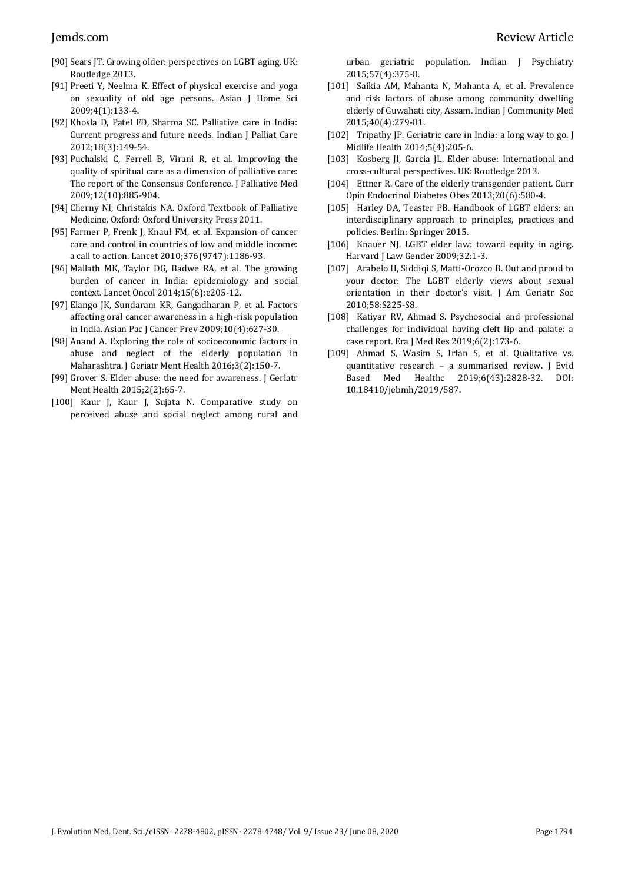[90] Sears JT. Growing older: perspectives on LGBT aging. UK: Routledge 2013.

[91] Preeti Y, Neelma K. Effect of physical exercise and yoga on sexuality of old age persons. Asian J Home Sci 2009;4(1):133-4.

[92] Khosla D, Patel FD, Sharma SC. Palliative care in India: Current progress and future needs. Indian J Palliat Care 2012;18(3):149-54.

[93] Puchalski C, Ferrell B, Virani R, et al. Improving the quality of spiritual care as a dimension of palliative care: The report of the Consensus Conference. J Palliative Med 2009;12(10):885-904.

[94] Cherny NI, Christakis NA. Oxford Textbook of Palliative Medicine. Oxford: Oxford University Press 2011.

[95] Farmer P, Frenk J, Knaul FM, et al. Expansion of cancer care and control in countries of low and middle income: a call to action. Lancet 2010;376(9747):1186-93.

[96] Mallath MK, Taylor DG, Badwe RA, et al. The growing burden of cancer in India: epidemiology and social context. Lancet Oncol 2014;15(6):e205-12.

[97] Elango JK, Sundaram KR, Gangadharan P, et al. Factors affecting oral cancer awareness in a high-risk population in India. Asian Pac J Cancer Prev 2009;10(4):627-30.

[98] Anand A. Exploring the role of socioeconomic factors in abuse and neglect of the elderly population in Maharashtra. J Geriatr Ment Health 2016;3(2):150-7.

[99] Grover S. Elder abuse: the need for awareness. J Geriatr Ment Health 2015;2(2):65-7.

[100] Kaur J, Kaur J, Sujata N. Comparative study on perceived abuse and social neglect among rural and urban geriatric population. Indian J Psychiatry 2015;57(4):375-8.

[101] Saikia AM, Mahanta N, Mahanta A, et al. Prevalence and risk factors of abuse among community dwelling elderly of Guwahati city, Assam. Indian J Community Med 2015;40(4):279-81.

[102] Tripathy JP. Geriatric care in India: a long way to go. J Midlife Health 2014;5(4):205-6.

[103] Kosberg JI, Garcia JL. Elder abuse: International and cross-cultural perspectives. UK: Routledge 2013.

[104] Ettner R. Care of the elderly transgender patient. Curr Opin Endocrinol Diabetes Obes 2013;20(6):580-4.

[105] Harley DA, Teaster PB. Handbook of LGBT elders: an interdisciplinary approach to principles, practices and policies. Berlin: Springer 2015.

[106] Knauer NJ. LGBT elder law: toward equity in aging. Harvard J Law Gender 2009;32:1-3.

[107] Arabelo H, Siddiqi S, Matti-Orozco B. Out and proud to your doctor: The LGBT elderly views about sexual orientation in their doctor's visit. J Am Geriatr Soc 2010;58:S225-S8.

[108] Katiyar RV, Ahmad S. Psychosocial and professional challenges for individual having cleft lip and palate: a case report. Era J Med Res 2019;6(2):173-6.

[109] Ahmad S, Wasim S, Irfan S, et al. Qualitative vs. quantitative research – a summarised review. J Evid Based Med Healthc 2019;6(43):2828-32. DOI: 10.18410/jebmh/2019/587.